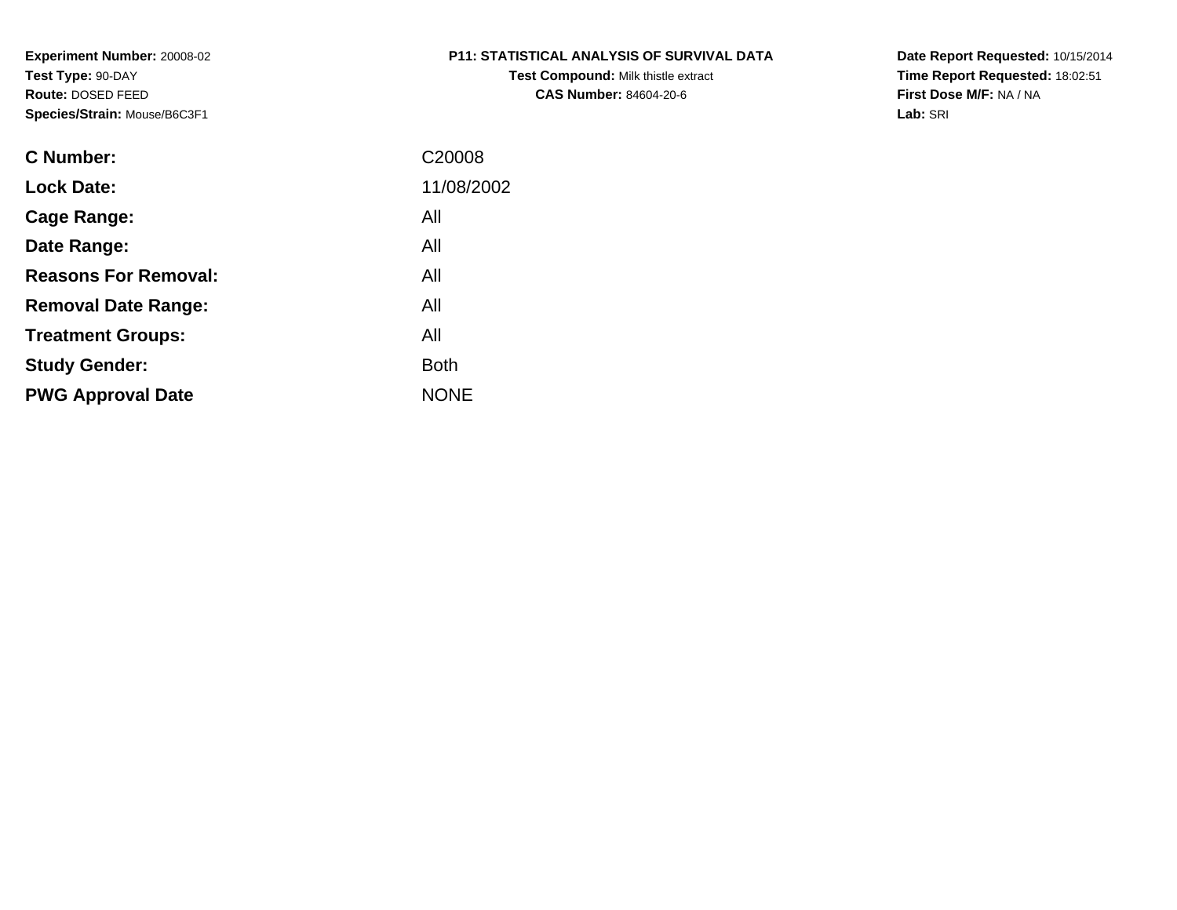**Experiment Number:** 20008-02
**Test Type:** 90-DAY
**Route:** DOSED FEED
**Species/Strain:** Mouse/B6C3F1

# P11: STATISTICAL ANALYSIS OF SURVIVAL DATA

**Test Compound:** Milk thistle extract
**CAS Number:** 84604-20-6

**Date Report Requested:** 10/15/2014
**Time Report Requested:** 18:02:51
**First Dose M/F:** NA / NA
**Lab:** SRI

| | |
|---|---|
| **C Number:** | C20008 |
| **Lock Date:** | 11/08/2002 |
| **Cage Range:** | All |
| **Date Range:** | All |
| **Reasons For Removal:** | All |
| **Removal Date Range:** | All |
| **Treatment Groups:** | All |
| **Study Gender:** | Both |
| **PWG Approval Date** | NONE |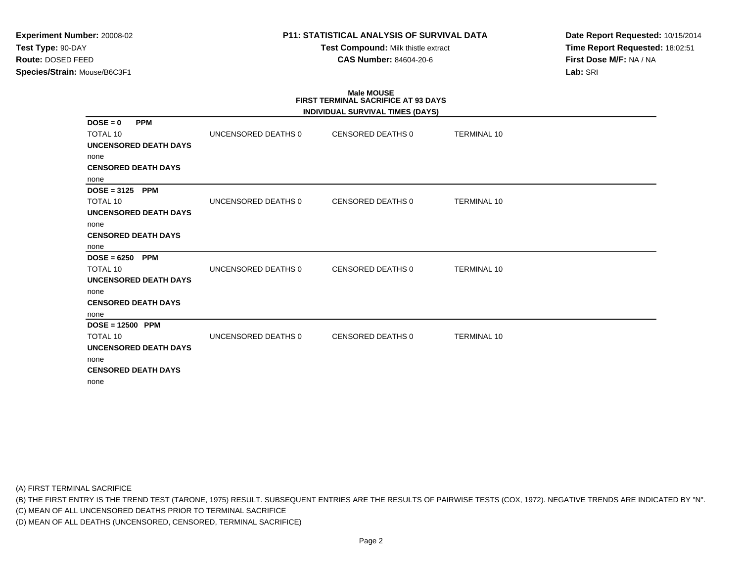**Experiment Number:** 20008-02
**Test Type:** 90-DAY
**Route:** DOSED FEED
**Species/Strain:** Mouse/B6C3F1

**P11: STATISTICAL ANALYSIS OF SURVIVAL DATA**
**Test Compound:** Milk thistle extract
**CAS Number:** 84604-20-6

**Date Report Requested:** 10/15/2014
**Time Report Requested:** 18:02:51
**First Dose M/F:** NA / NA
**Lab:** SRI

**Male MOUSE**
**FIRST TERMINAL SACRIFICE AT 93 DAYS**
**INDIVIDUAL SURVIVAL TIMES (DAYS)**

**DOSE = 0 PPM**

| TOTAL 10 | UNCENSORED DEATHS 0 | CENSORED DEATHS 0 | TERMINAL 10 |
|---|---|---|---|

**UNCENSORED DEATH DAYS**
none
**CENSORED DEATH DAYS**
none

**DOSE = 3125 PPM**

| TOTAL 10 | UNCENSORED DEATHS 0 | CENSORED DEATHS 0 | TERMINAL 10 |
|---|---|---|---|

**UNCENSORED DEATH DAYS**
none
**CENSORED DEATH DAYS**
none

**DOSE = 6250 PPM**

| TOTAL 10 | UNCENSORED DEATHS 0 | CENSORED DEATHS 0 | TERMINAL 10 |
|---|---|---|---|

**UNCENSORED DEATH DAYS**
none
**CENSORED DEATH DAYS**
none

**DOSE = 12500 PPM**

| TOTAL 10 | UNCENSORED DEATHS 0 | CENSORED DEATHS 0 | TERMINAL 10 |
|---|---|---|---|

**UNCENSORED DEATH DAYS**
none
**CENSORED DEATH DAYS**
none

(A) FIRST TERMINAL SACRIFICE
(B) THE FIRST ENTRY IS THE TREND TEST (TARONE, 1975) RESULT. SUBSEQUENT ENTRIES ARE THE RESULTS OF PAIRWISE TESTS (COX, 1972). NEGATIVE TRENDS ARE INDICATED BY "N".
(C) MEAN OF ALL UNCENSORED DEATHS PRIOR TO TERMINAL SACRIFICE
(D) MEAN OF ALL DEATHS (UNCENSORED, CENSORED, TERMINAL SACRIFICE)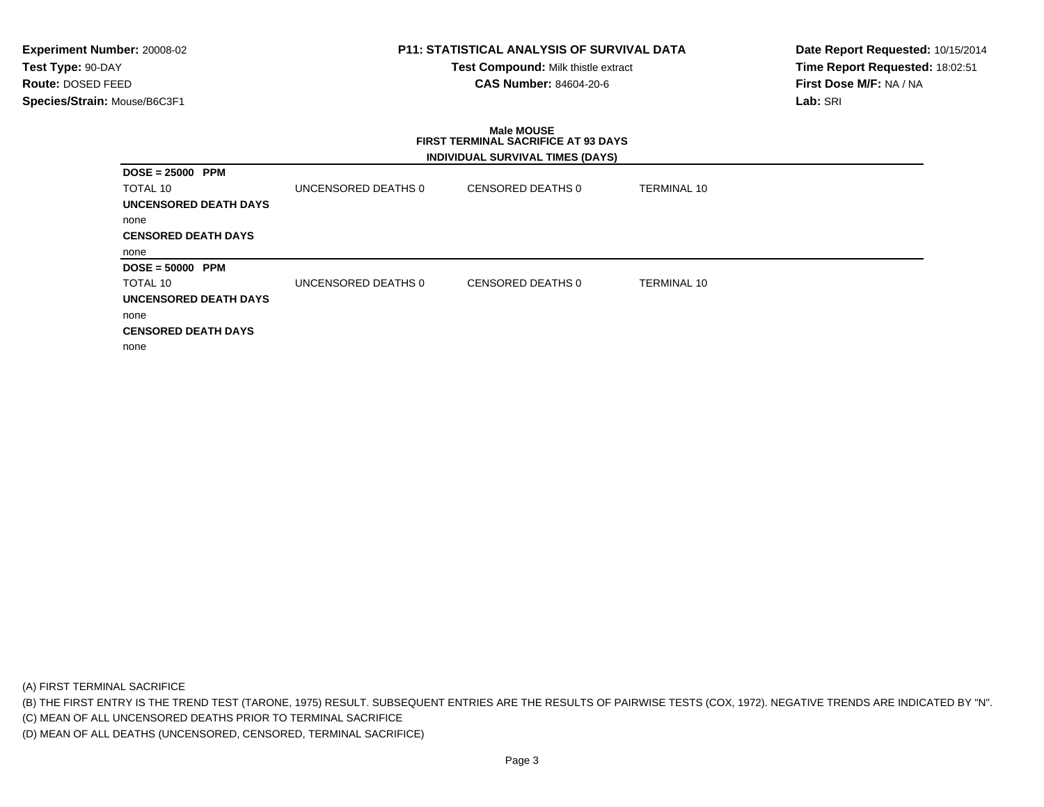**Experiment Number:** 20008-02
**Test Type:** 90-DAY
**Route:** DOSED FEED
**Species/Strain:** Mouse/B6C3F1

**P11: STATISTICAL ANALYSIS OF SURVIVAL DATA**
**Test Compound:** Milk thistle extract
**CAS Number:** 84604-20-6

**Date Report Requested:** 10/15/2014
**Time Report Requested:** 18:02:51
**First Dose M/F:** NA / NA
**Lab:** SRI

## Male MOUSE
### FIRST TERMINAL SACRIFICE AT 93 DAYS
### INDIVIDUAL SURVIVAL TIMES (DAYS)

**DOSE = 25000 PPM**

| TOTAL 10 | UNCENSORED DEATHS 0 | CENSORED DEATHS 0 | TERMINAL 10 |
|---|---|---|---|

**UNCENSORED DEATH DAYS**

none

**CENSORED DEATH DAYS**

none

**DOSE = 50000 PPM**

| TOTAL 10 | UNCENSORED DEATHS 0 | CENSORED DEATHS 0 | TERMINAL 10 |
|---|---|---|---|

**UNCENSORED DEATH DAYS**

none

**CENSORED DEATH DAYS**

none

(A) FIRST TERMINAL SACRIFICE
(B) THE FIRST ENTRY IS THE TREND TEST (TARONE, 1975) RESULT. SUBSEQUENT ENTRIES ARE THE RESULTS OF PAIRWISE TESTS (COX, 1972). NEGATIVE TRENDS ARE INDICATED BY "N".
(C) MEAN OF ALL UNCENSORED DEATHS PRIOR TO TERMINAL SACRIFICE
(D) MEAN OF ALL DEATHS (UNCENSORED, CENSORED, TERMINAL SACRIFICE)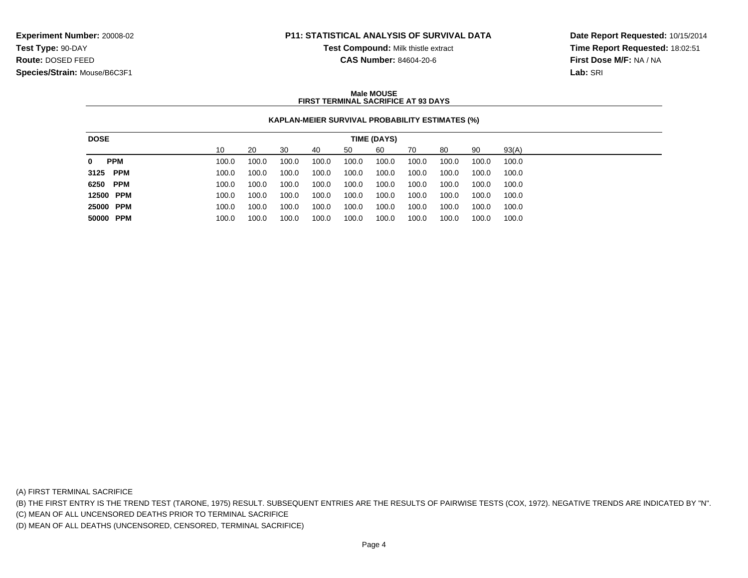**Experiment Number:** 20008-02
**Test Type:** 90-DAY
**Route:** DOSED FEED
**Species/Strain:** Mouse/B6C3F1

**P11: STATISTICAL ANALYSIS OF SURVIVAL DATA**
**Test Compound:** Milk thistle extract
**CAS Number:** 84604-20-6

**Date Report Requested:** 10/15/2014
**Time Report Requested:** 18:02:51
**First Dose M/F:** NA / NA
**Lab:** SRI

**Male MOUSE**
**FIRST TERMINAL SACRIFICE AT 93 DAYS**

**KAPLAN-MEIER SURVIVAL PROBABILITY ESTIMATES (%)**

| DOSE | TIME (DAYS) | | | | | | | | | |
|---|---|---|---|---|---|---|---|---|---|---|
| | 10 | 20 | 30 | 40 | 50 | 60 | 70 | 80 | 90 | 93(A) |
| **0 PPM** | 100.0 | 100.0 | 100.0 | 100.0 | 100.0 | 100.0 | 100.0 | 100.0 | 100.0 | 100.0 |
| **3125 PPM** | 100.0 | 100.0 | 100.0 | 100.0 | 100.0 | 100.0 | 100.0 | 100.0 | 100.0 | 100.0 |
| **6250 PPM** | 100.0 | 100.0 | 100.0 | 100.0 | 100.0 | 100.0 | 100.0 | 100.0 | 100.0 | 100.0 |
| **12500 PPM** | 100.0 | 100.0 | 100.0 | 100.0 | 100.0 | 100.0 | 100.0 | 100.0 | 100.0 | 100.0 |
| **25000 PPM** | 100.0 | 100.0 | 100.0 | 100.0 | 100.0 | 100.0 | 100.0 | 100.0 | 100.0 | 100.0 |
| **50000 PPM** | 100.0 | 100.0 | 100.0 | 100.0 | 100.0 | 100.0 | 100.0 | 100.0 | 100.0 | 100.0 |

(A) FIRST TERMINAL SACRIFICE
(B) THE FIRST ENTRY IS THE TREND TEST (TARONE, 1975) RESULT. SUBSEQUENT ENTRIES ARE THE RESULTS OF PAIRWISE TESTS (COX, 1972). NEGATIVE TRENDS ARE INDICATED BY "N".
(C) MEAN OF ALL UNCENSORED DEATHS PRIOR TO TERMINAL SACRIFICE
(D) MEAN OF ALL DEATHS (UNCENSORED, CENSORED, TERMINAL SACRIFICE)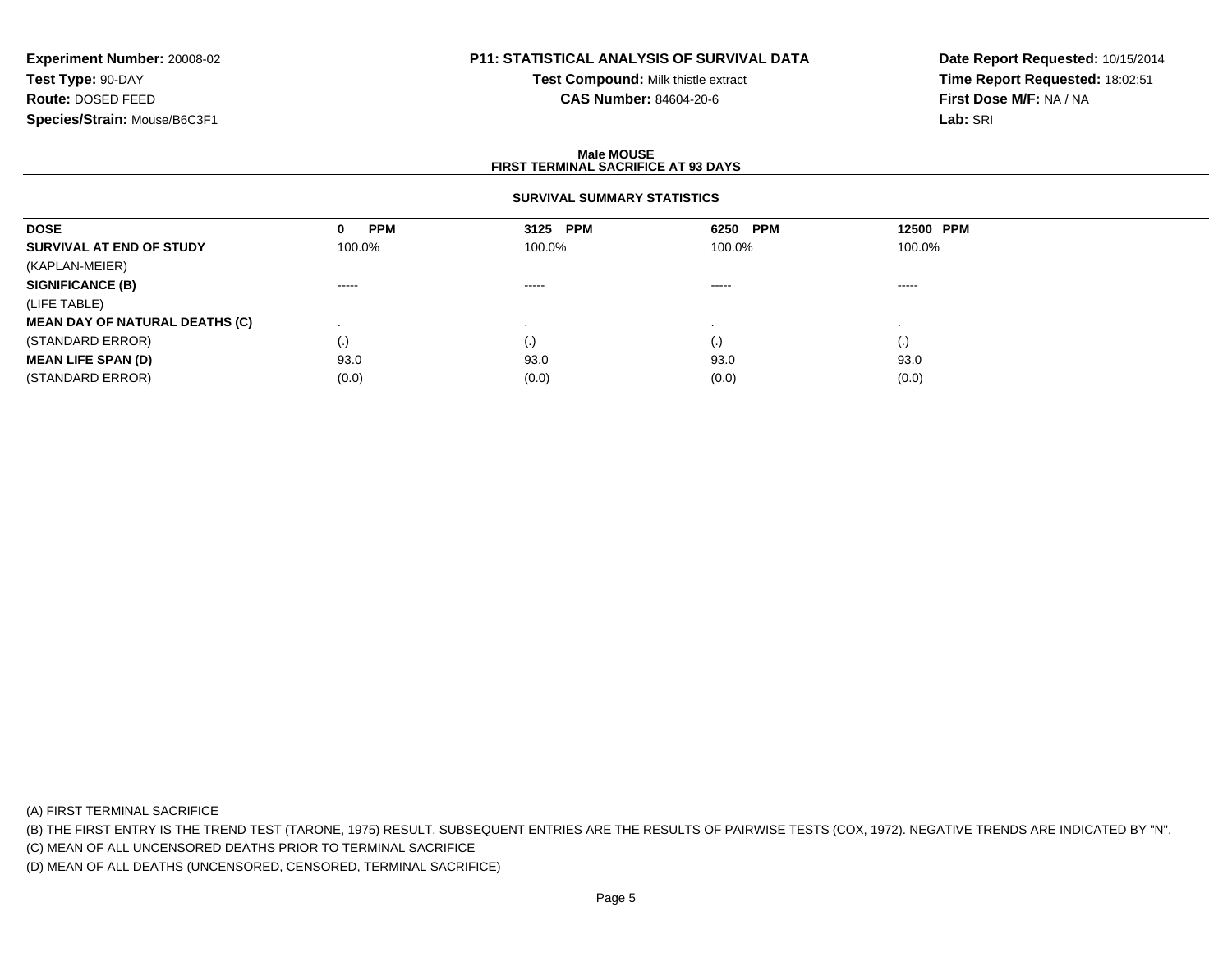**Experiment Number:** 20008-02
**Test Type:** 90-DAY
**Route:** DOSED FEED
**Species/Strain:** Mouse/B6C3F1

**P11: STATISTICAL ANALYSIS OF SURVIVAL DATA**
**Test Compound:** Milk thistle extract
**CAS Number:** 84604-20-6

**Date Report Requested:** 10/15/2014
**Time Report Requested:** 18:02:51
**First Dose M/F:** NA / NA
**Lab:** SRI

**Male MOUSE**
**FIRST TERMINAL SACRIFICE AT 93 DAYS**

**SURVIVAL SUMMARY STATISTICS**

| DOSE | 0 PPM | 3125 PPM | 6250 PPM | 12500 PPM |
|---|---|---|---|---|
| **SURVIVAL AT END OF STUDY** | 100.0% | 100.0% | 100.0% | 100.0% |
| (KAPLAN-MEIER) | | | | |
| **SIGNIFICANCE (B)** | ----- | ----- | ----- | ----- |
| (LIFE TABLE) | | | | |
| **MEAN DAY OF NATURAL DEATHS (C)** | . | . | . | . |
| (STANDARD ERROR) | (.) | (.) | (.) | (.) |
| **MEAN LIFE SPAN (D)** | 93.0 | 93.0 | 93.0 | 93.0 |
| (STANDARD ERROR) | (0.0) | (0.0) | (0.0) | (0.0) |

(A) FIRST TERMINAL SACRIFICE
(B) THE FIRST ENTRY IS THE TREND TEST (TARONE, 1975) RESULT. SUBSEQUENT ENTRIES ARE THE RESULTS OF PAIRWISE TESTS (COX, 1972). NEGATIVE TRENDS ARE INDICATED BY "N".
(C) MEAN OF ALL UNCENSORED DEATHS PRIOR TO TERMINAL SACRIFICE
(D) MEAN OF ALL DEATHS (UNCENSORED, CENSORED, TERMINAL SACRIFICE)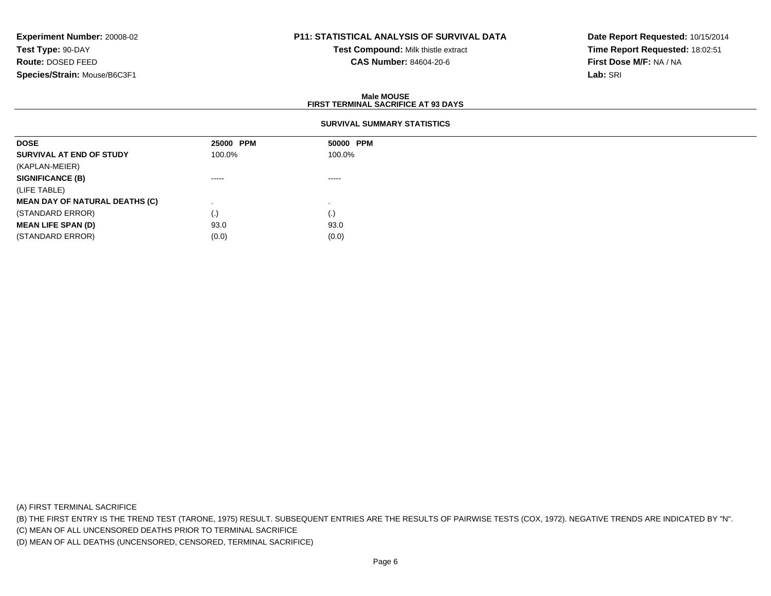**Experiment Number:** 20008-02
**Test Type:** 90-DAY
**Route:** DOSED FEED
**Species/Strain:** Mouse/B6C3F1

**P11: STATISTICAL ANALYSIS OF SURVIVAL DATA**
**Test Compound:** Milk thistle extract
**CAS Number:** 84604-20-6

**Date Report Requested:** 10/15/2014
**Time Report Requested:** 18:02:51
**First Dose M/F:** NA / NA
**Lab:** SRI

**Male MOUSE**
**FIRST TERMINAL SACRIFICE AT 93 DAYS**

**SURVIVAL SUMMARY STATISTICS**

| DOSE | 25000 PPM | 50000 PPM |
|---|---|---|
| **SURVIVAL AT END OF STUDY** | 100.0% | 100.0% |
| (KAPLAN-MEIER) | | |
| **SIGNIFICANCE (B)** | ----- | ----- |
| (LIFE TABLE) | | |
| **MEAN DAY OF NATURAL DEATHS (C)** | . | . |
| (STANDARD ERROR) | (.) | (.) |
| **MEAN LIFE SPAN (D)** | 93.0 | 93.0 |
| (STANDARD ERROR) | (0.0) | (0.0) |

(A) FIRST TERMINAL SACRIFICE
(B) THE FIRST ENTRY IS THE TREND TEST (TARONE, 1975) RESULT. SUBSEQUENT ENTRIES ARE THE RESULTS OF PAIRWISE TESTS (COX, 1972). NEGATIVE TRENDS ARE INDICATED BY "N".
(C) MEAN OF ALL UNCENSORED DEATHS PRIOR TO TERMINAL SACRIFICE
(D) MEAN OF ALL DEATHS (UNCENSORED, CENSORED, TERMINAL SACRIFICE)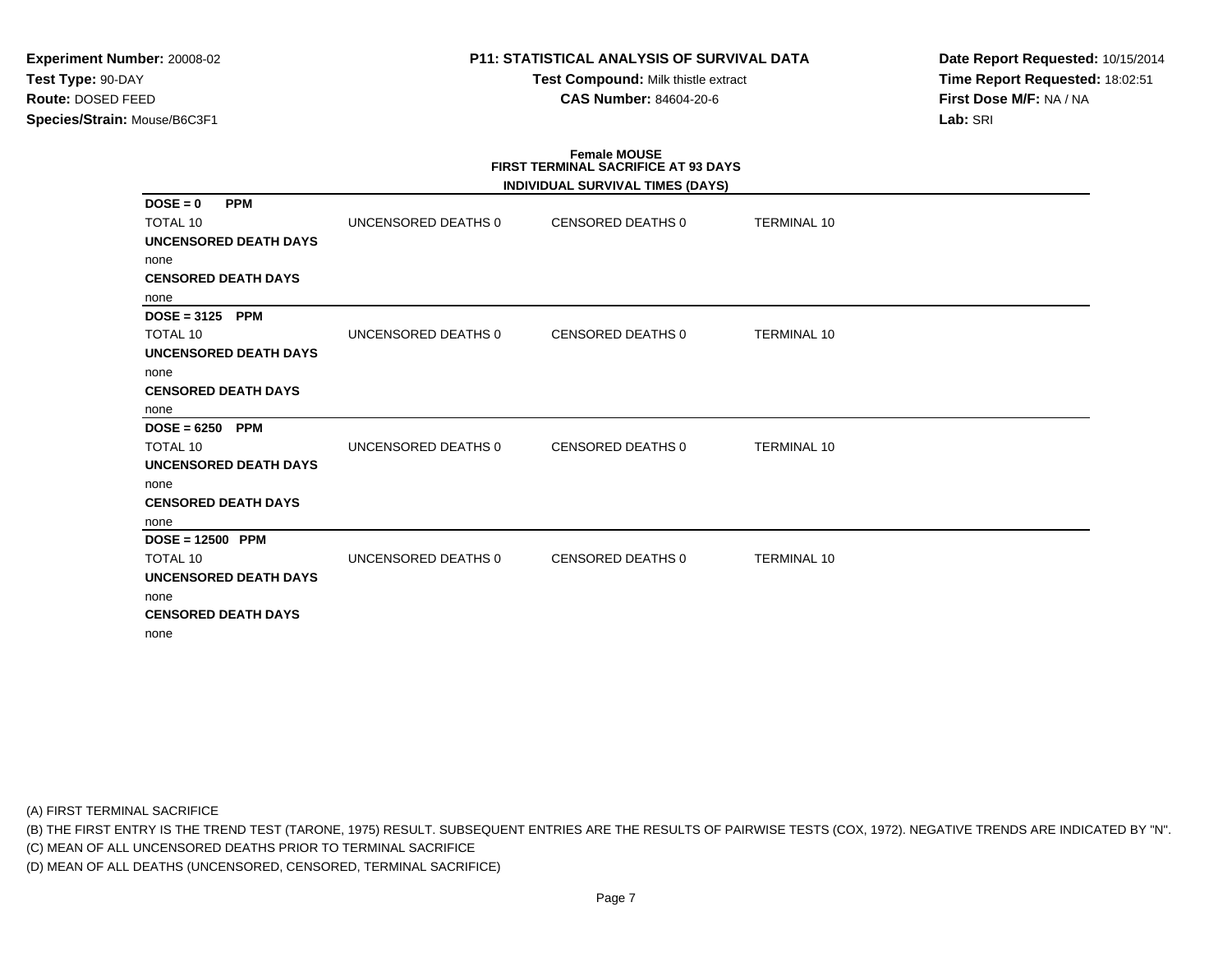**Experiment Number:** 20008-02
**Test Type:** 90-DAY
**Route:** DOSED FEED
**Species/Strain:** Mouse/B6C3F1

**P11: STATISTICAL ANALYSIS OF SURVIVAL DATA**
**Test Compound:** Milk thistle extract
**CAS Number:** 84604-20-6

**Date Report Requested:** 10/15/2014
**Time Report Requested:** 18:02:51
**First Dose M/F:** NA / NA
**Lab:** SRI

**Female MOUSE**
**FIRST TERMINAL SACRIFICE AT 93 DAYS**
**INDIVIDUAL SURVIVAL TIMES (DAYS)**

**DOSE = 0 PPM**

| TOTAL 10 | UNCENSORED DEATHS 0 | CENSORED DEATHS 0 | TERMINAL 10 |
|---|---|---|---|

**UNCENSORED DEATH DAYS**
none
**CENSORED DEATH DAYS**
none

**DOSE = 3125 PPM**

| TOTAL 10 | UNCENSORED DEATHS 0 | CENSORED DEATHS 0 | TERMINAL 10 |
|---|---|---|---|

**UNCENSORED DEATH DAYS**
none
**CENSORED DEATH DAYS**
none

**DOSE = 6250 PPM**

| TOTAL 10 | UNCENSORED DEATHS 0 | CENSORED DEATHS 0 | TERMINAL 10 |
|---|---|---|---|

**UNCENSORED DEATH DAYS**
none
**CENSORED DEATH DAYS**
none

**DOSE = 12500 PPM**

| TOTAL 10 | UNCENSORED DEATHS 0 | CENSORED DEATHS 0 | TERMINAL 10 |
|---|---|---|---|

**UNCENSORED DEATH DAYS**
none
**CENSORED DEATH DAYS**
none

(A) FIRST TERMINAL SACRIFICE
(B) THE FIRST ENTRY IS THE TREND TEST (TARONE, 1975) RESULT. SUBSEQUENT ENTRIES ARE THE RESULTS OF PAIRWISE TESTS (COX, 1972). NEGATIVE TRENDS ARE INDICATED BY "N".
(C) MEAN OF ALL UNCENSORED DEATHS PRIOR TO TERMINAL SACRIFICE
(D) MEAN OF ALL DEATHS (UNCENSORED, CENSORED, TERMINAL SACRIFICE)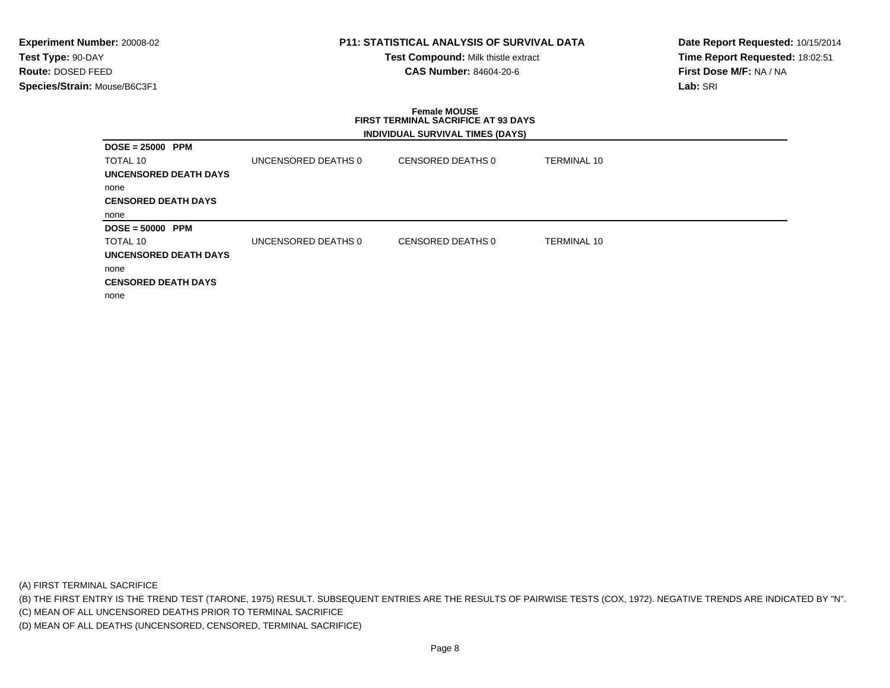**Experiment Number:** 20008-02
**Test Type:** 90-DAY
**Route:** DOSED FEED
**Species/Strain:** Mouse/B6C3F1

**P11: STATISTICAL ANALYSIS OF SURVIVAL DATA**
**Test Compound:** Milk thistle extract
**CAS Number:** 84604-20-6

**Date Report Requested:** 10/15/2014
**Time Report Requested:** 18:02:51
**First Dose M/F:** NA / NA
**Lab:** SRI

**Female MOUSE**
**FIRST TERMINAL SACRIFICE AT 93 DAYS**
**INDIVIDUAL SURVIVAL TIMES (DAYS)**

**DOSE = 25000 PPM**

| TOTAL 10 | UNCENSORED DEATHS 0 | CENSORED DEATHS 0 | TERMINAL 10 |
|---|---|---|---|

**UNCENSORED DEATH DAYS**
none
**CENSORED DEATH DAYS**
none

**DOSE = 50000 PPM**

| TOTAL 10 | UNCENSORED DEATHS 0 | CENSORED DEATHS 0 | TERMINAL 10 |
|---|---|---|---|

**UNCENSORED DEATH DAYS**
none
**CENSORED DEATH DAYS**
none

(A) FIRST TERMINAL SACRIFICE
(B) THE FIRST ENTRY IS THE TREND TEST (TARONE, 1975) RESULT. SUBSEQUENT ENTRIES ARE THE RESULTS OF PAIRWISE TESTS (COX, 1972). NEGATIVE TRENDS ARE INDICATED BY "N".
(C) MEAN OF ALL UNCENSORED DEATHS PRIOR TO TERMINAL SACRIFICE
(D) MEAN OF ALL DEATHS (UNCENSORED, CENSORED, TERMINAL SACRIFICE)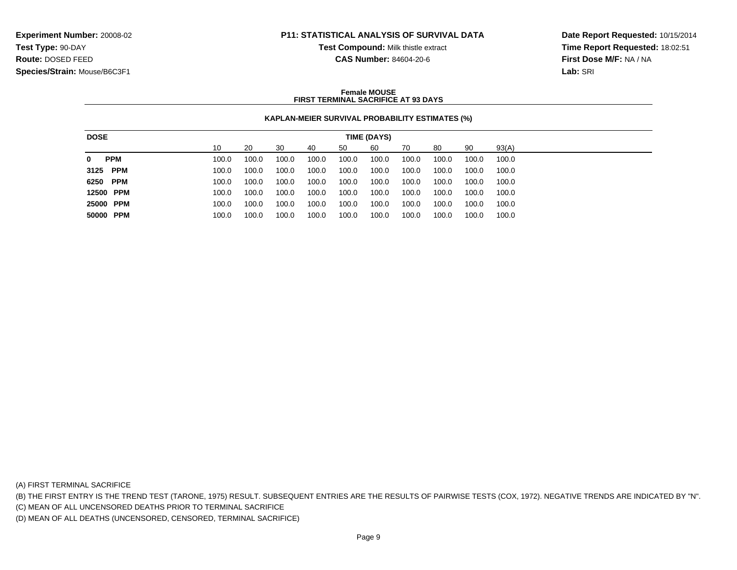**Experiment Number:** 20008-02
**Test Type:** 90-DAY
**Route:** DOSED FEED
**Species/Strain:** Mouse/B6C3F1

**P11: STATISTICAL ANALYSIS OF SURVIVAL DATA**
**Test Compound:** Milk thistle extract
**CAS Number:** 84604-20-6

**Date Report Requested:** 10/15/2014
**Time Report Requested:** 18:02:51
**First Dose M/F:** NA / NA
**Lab:** SRI

**Female MOUSE**
**FIRST TERMINAL SACRIFICE AT 93 DAYS**

**KAPLAN-MEIER SURVIVAL PROBABILITY ESTIMATES (%)**

| DOSE | TIME (DAYS) | | | | | | | | | |
|---|---|---|---|---|---|---|---|---|---|---|
| | 10 | 20 | 30 | 40 | 50 | 60 | 70 | 80 | 90 | 93(A) |
| **0 PPM** | 100.0 | 100.0 | 100.0 | 100.0 | 100.0 | 100.0 | 100.0 | 100.0 | 100.0 | 100.0 |
| **3125 PPM** | 100.0 | 100.0 | 100.0 | 100.0 | 100.0 | 100.0 | 100.0 | 100.0 | 100.0 | 100.0 |
| **6250 PPM** | 100.0 | 100.0 | 100.0 | 100.0 | 100.0 | 100.0 | 100.0 | 100.0 | 100.0 | 100.0 |
| **12500 PPM** | 100.0 | 100.0 | 100.0 | 100.0 | 100.0 | 100.0 | 100.0 | 100.0 | 100.0 | 100.0 |
| **25000 PPM** | 100.0 | 100.0 | 100.0 | 100.0 | 100.0 | 100.0 | 100.0 | 100.0 | 100.0 | 100.0 |
| **50000 PPM** | 100.0 | 100.0 | 100.0 | 100.0 | 100.0 | 100.0 | 100.0 | 100.0 | 100.0 | 100.0 |

(A) FIRST TERMINAL SACRIFICE
(B) THE FIRST ENTRY IS THE TREND TEST (TARONE, 1975) RESULT. SUBSEQUENT ENTRIES ARE THE RESULTS OF PAIRWISE TESTS (COX, 1972). NEGATIVE TRENDS ARE INDICATED BY "N".
(C) MEAN OF ALL UNCENSORED DEATHS PRIOR TO TERMINAL SACRIFICE
(D) MEAN OF ALL DEATHS (UNCENSORED, CENSORED, TERMINAL SACRIFICE)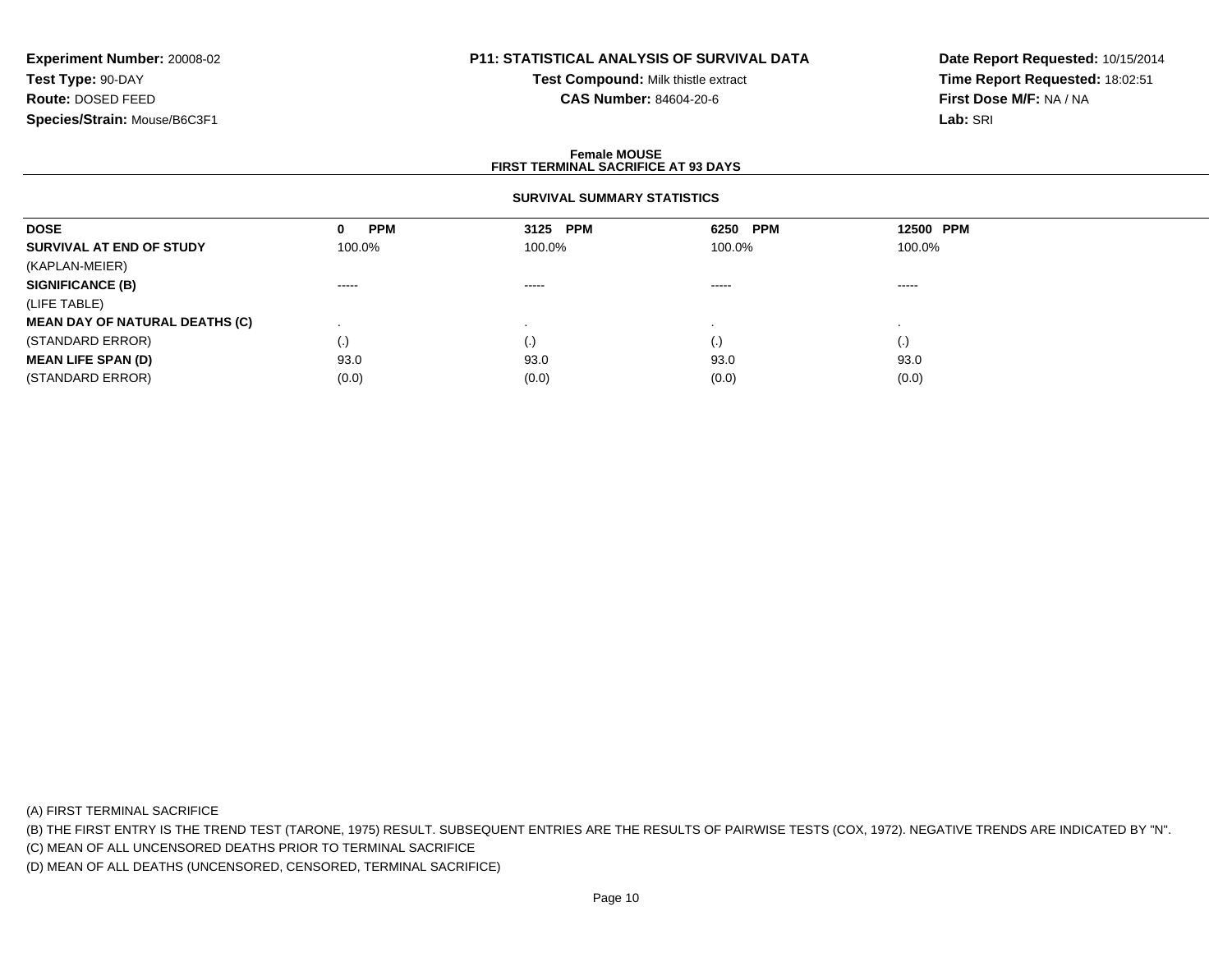**Experiment Number:** 20008-02
**Test Type:** 90-DAY
**Route:** DOSED FEED
**Species/Strain:** Mouse/B6C3F1

**P11: STATISTICAL ANALYSIS OF SURVIVAL DATA**
**Test Compound:** Milk thistle extract
**CAS Number:** 84604-20-6

**Date Report Requested:** 10/15/2014
**Time Report Requested:** 18:02:51
**First Dose M/F:** NA / NA
**Lab:** SRI

**Female MOUSE**
**FIRST TERMINAL SACRIFICE AT 93 DAYS**

**SURVIVAL SUMMARY STATISTICS**

| DOSE | 0 PPM | 3125 PPM | 6250 PPM | 12500 PPM |
|---|---|---|---|---|
| **SURVIVAL AT END OF STUDY** | 100.0% | 100.0% | 100.0% | 100.0% |
| (KAPLAN-MEIER) | | | | |
| **SIGNIFICANCE (B)** | ----- | ----- | ----- | ----- |
| (LIFE TABLE) | | | | |
| **MEAN DAY OF NATURAL DEATHS (C)** | . | . | . | . |
| (STANDARD ERROR) | (.) | (.) | (.) | (.) |
| **MEAN LIFE SPAN (D)** | 93.0 | 93.0 | 93.0 | 93.0 |
| (STANDARD ERROR) | (0.0) | (0.0) | (0.0) | (0.0) |

(A) FIRST TERMINAL SACRIFICE

(B) THE FIRST ENTRY IS THE TREND TEST (TARONE, 1975) RESULT. SUBSEQUENT ENTRIES ARE THE RESULTS OF PAIRWISE TESTS (COX, 1972). NEGATIVE TRENDS ARE INDICATED BY "N".

(C) MEAN OF ALL UNCENSORED DEATHS PRIOR TO TERMINAL SACRIFICE

(D) MEAN OF ALL DEATHS (UNCENSORED, CENSORED, TERMINAL SACRIFICE)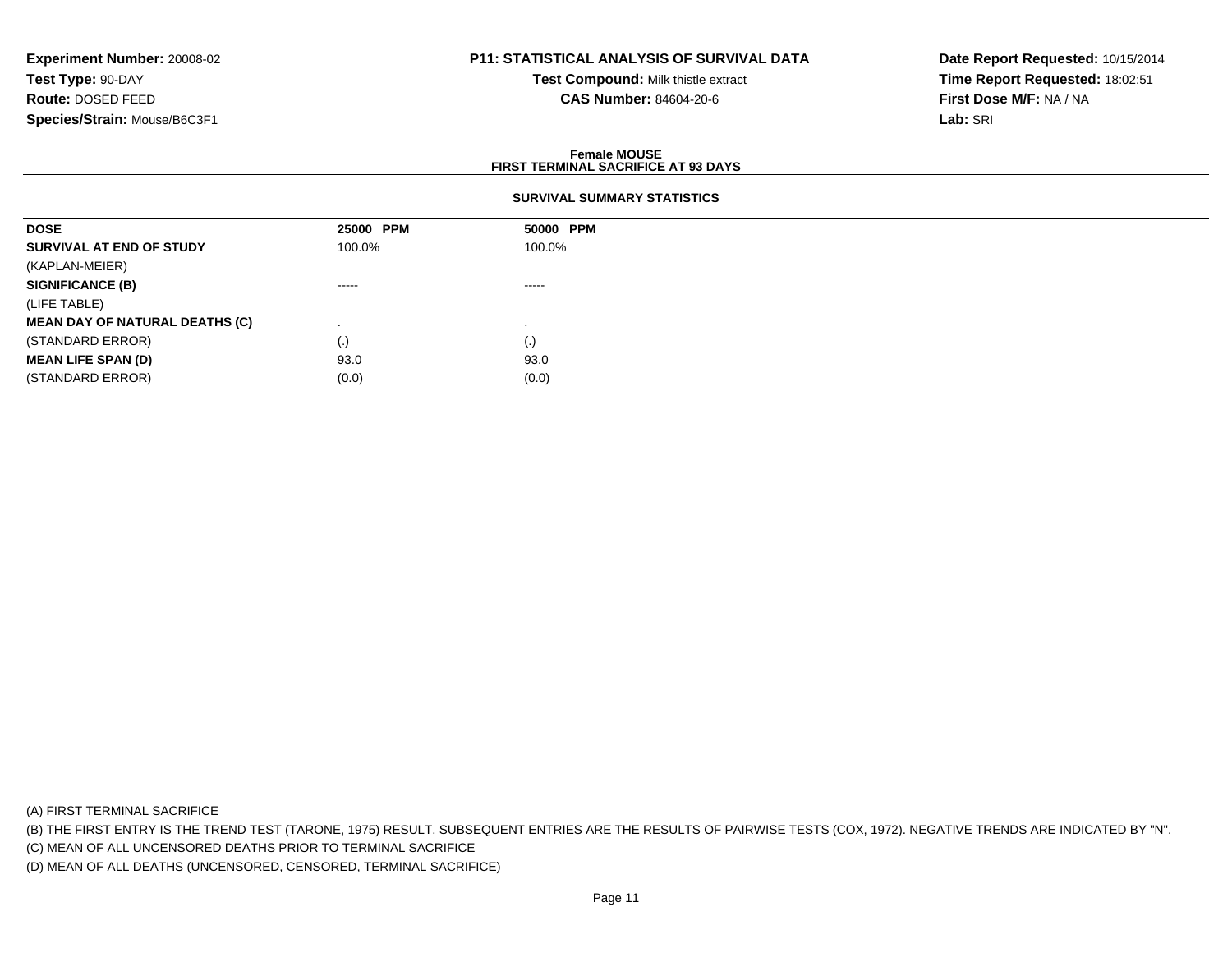**Experiment Number:** 20008-02
**Test Type:** 90-DAY
**Route:** DOSED FEED
**Species/Strain:** Mouse/B6C3F1

**P11: STATISTICAL ANALYSIS OF SURVIVAL DATA**
**Test Compound:** Milk thistle extract
**CAS Number:** 84604-20-6

**Date Report Requested:** 10/15/2014
**Time Report Requested:** 18:02:51
**First Dose M/F:** NA / NA
**Lab:** SRI

**Female MOUSE**
**FIRST TERMINAL SACRIFICE AT 93 DAYS**

**SURVIVAL SUMMARY STATISTICS**

| DOSE | 25000 PPM | 50000 PPM |
|---|---|---|
| **SURVIVAL AT END OF STUDY** | 100.0% | 100.0% |
| (KAPLAN-MEIER) | | |
| **SIGNIFICANCE (B)** | ----- | ----- |
| (LIFE TABLE) | | |
| **MEAN DAY OF NATURAL DEATHS (C)** | . | . |
| (STANDARD ERROR) | (.) | (.) |
| **MEAN LIFE SPAN (D)** | 93.0 | 93.0 |
| (STANDARD ERROR) | (0.0) | (0.0) |

(A) FIRST TERMINAL SACRIFICE
(B) THE FIRST ENTRY IS THE TREND TEST (TARONE, 1975) RESULT. SUBSEQUENT ENTRIES ARE THE RESULTS OF PAIRWISE TESTS (COX, 1972). NEGATIVE TRENDS ARE INDICATED BY "N".
(C) MEAN OF ALL UNCENSORED DEATHS PRIOR TO TERMINAL SACRIFICE
(D) MEAN OF ALL DEATHS (UNCENSORED, CENSORED, TERMINAL SACRIFICE)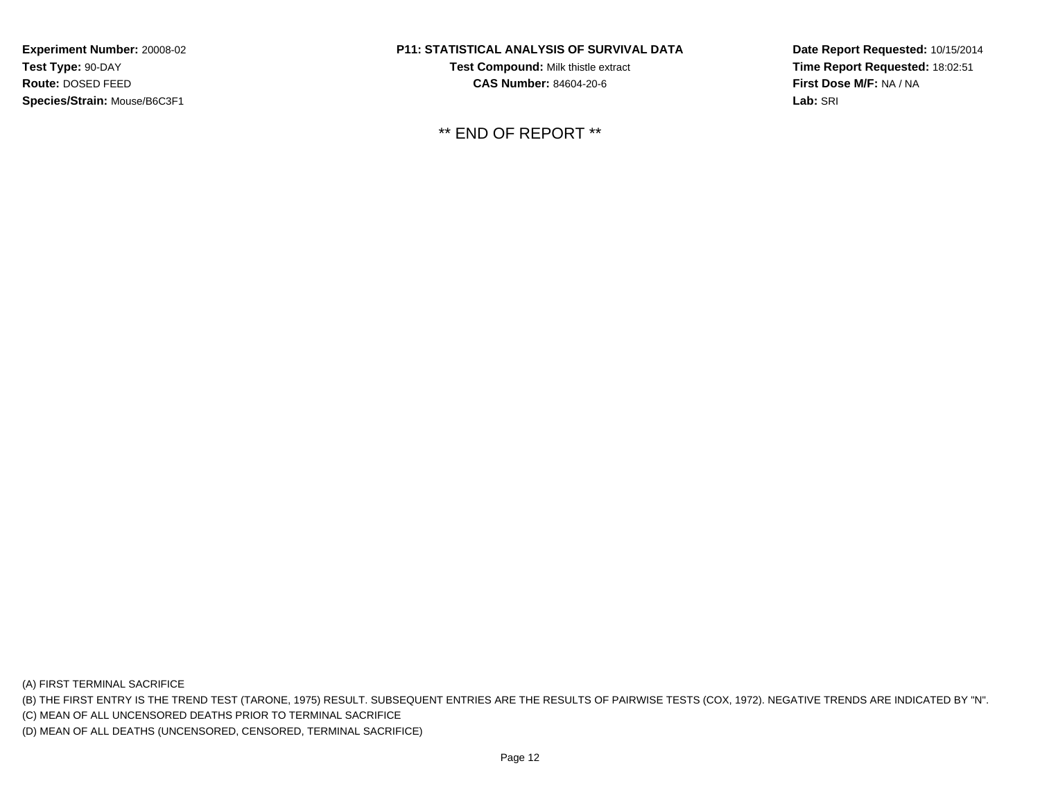**Experiment Number:** 20008-02
**Test Type:** 90-DAY
**Route:** DOSED FEED
**Species/Strain:** Mouse/B6C3F1

**P11: STATISTICAL ANALYSIS OF SURVIVAL DATA**
**Test Compound:** Milk thistle extract
**CAS Number:** 84604-20-6

**Date Report Requested:** 10/15/2014
**Time Report Requested:** 18:02:51
**First Dose M/F:** NA / NA
**Lab:** SRI

** END OF REPORT **

(A) FIRST TERMINAL SACRIFICE
(B) THE FIRST ENTRY IS THE TREND TEST (TARONE, 1975) RESULT. SUBSEQUENT ENTRIES ARE THE RESULTS OF PAIRWISE TESTS (COX, 1972). NEGATIVE TRENDS ARE INDICATED BY "N".
(C) MEAN OF ALL UNCENSORED DEATHS PRIOR TO TERMINAL SACRIFICE
(D) MEAN OF ALL DEATHS (UNCENSORED, CENSORED, TERMINAL SACRIFICE)